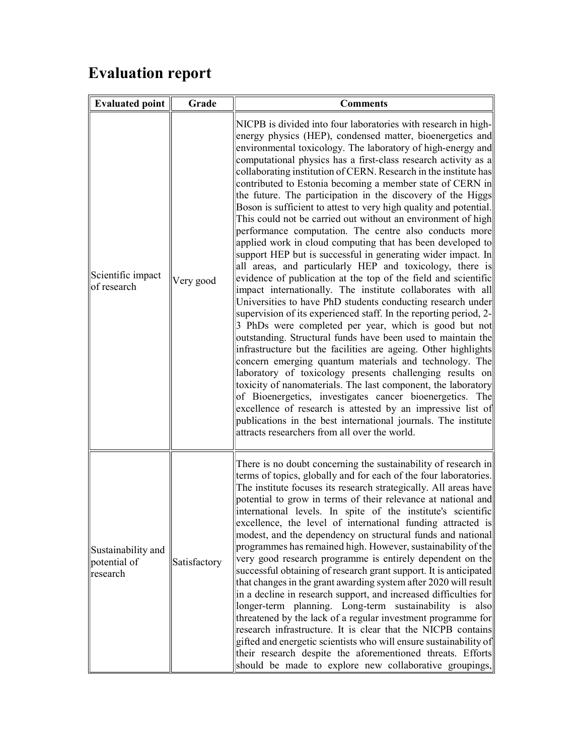# Evaluation report

| Evaluated point | Grade | Comments |
|---|---|---|
| Scientific impact of research | Very good | NICPB is divided into four laboratories with research in high-energy physics (HEP), condensed matter, bioenergetics and environmental toxicology. The laboratory of high-energy and computational physics has a first-class research activity as a collaborating institution of CERN. Research in the institute has contributed to Estonia becoming a member state of CERN in the future. The participation in the discovery of the Higgs Boson is sufficient to attest to very high quality and potential. This could not be carried out without an environment of high performance computation. The centre also conducts more applied work in cloud computing that has been developed to support HEP but is successful in generating wider impact. In all areas, and particularly HEP and toxicology, there is evidence of publication at the top of the field and scientific impact internationally. The institute collaborates with all Universities to have PhD students conducting research under supervision of its experienced staff. In the reporting period, 2-3 PhDs were completed per year, which is good but not outstanding. Structural funds have been used to maintain the infrastructure but the facilities are ageing. Other highlights concern emerging quantum materials and technology. The laboratory of toxicology presents challenging results on toxicity of nanomaterials. The last component, the laboratory of Bioenergetics, investigates cancer bioenergetics. The excellence of research is attested by an impressive list of publications in the best international journals. The institute attracts researchers from all over the world. |
| Sustainability and potential of research | Satisfactory | There is no doubt concerning the sustainability of research in terms of topics, globally and for each of the four laboratories. The institute focuses its research strategically. All areas have potential to grow in terms of their relevance at national and international levels. In spite of the institute's scientific excellence, the level of international funding attracted is modest, and the dependency on structural funds and national programmes has remained high. However, sustainability of the very good research programme is entirely dependent on the successful obtaining of research grant support. It is anticipated that changes in the grant awarding system after 2020 will result in a decline in research support, and increased difficulties for longer-term planning. Long-term sustainability is also threatened by the lack of a regular investment programme for research infrastructure. It is clear that the NICPB contains gifted and energetic scientists who will ensure sustainability of their research despite the aforementioned threats. Efforts should be made to explore new collaborative groupings, |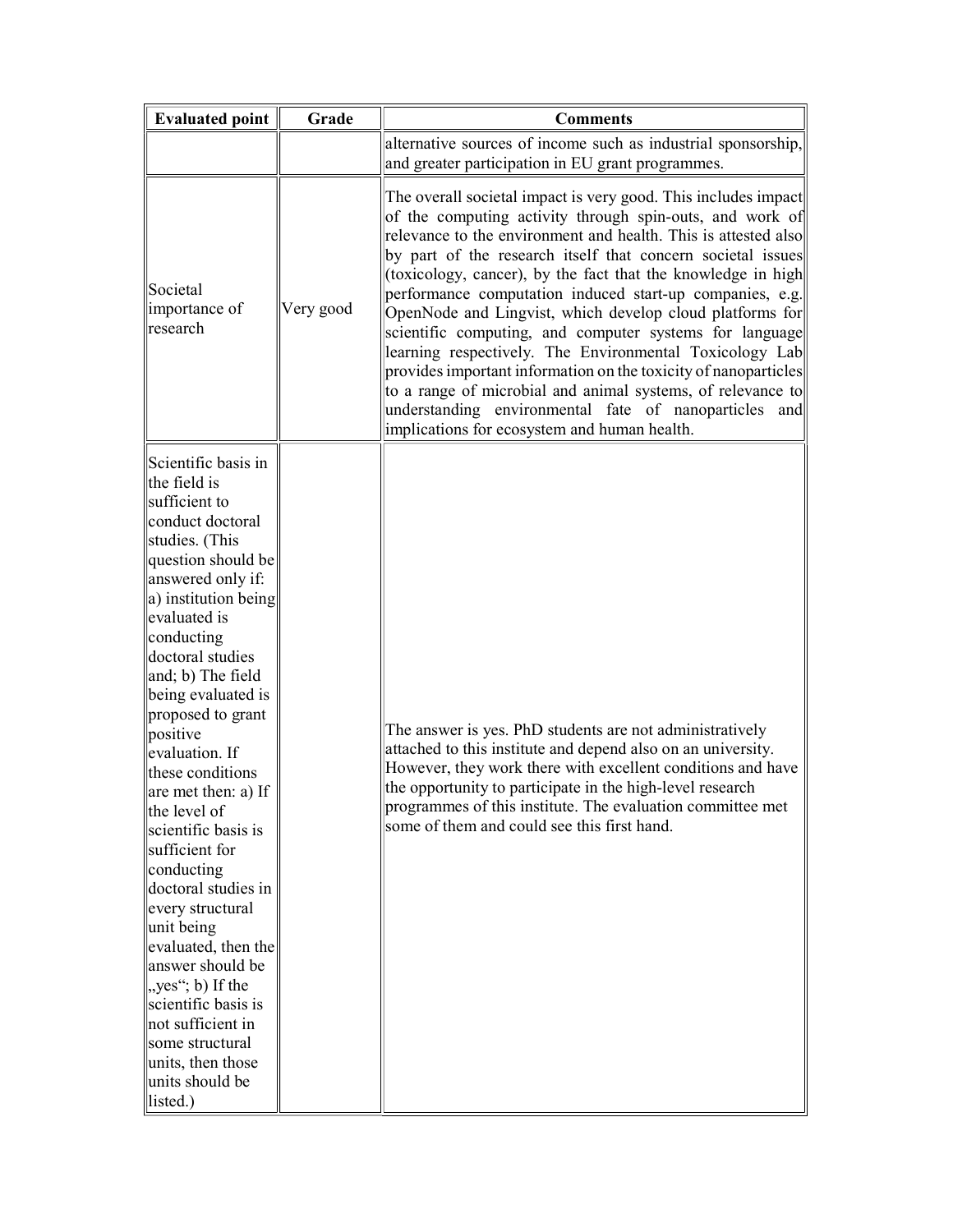| Evaluated point | Grade | Comments |
| --- | --- | --- |
| | | alternative sources of income such as industrial sponsorship, and greater participation in EU grant programmes. |
| Societal importance of research | Very good | The overall societal impact is very good. This includes impact of the computing activity through spin-outs, and work of relevance to the environment and health. This is attested also by part of the research itself that concern societal issues (toxicology, cancer), by the fact that the knowledge in high performance computation induced start-up companies, e.g. OpenNode and Lingvist, which develop cloud platforms for scientific computing, and computer systems for language learning respectively. The Environmental Toxicology Lab provides important information on the toxicity of nanoparticles to a range of microbial and animal systems, of relevance to understanding environmental fate of nanoparticles and implications for ecosystem and human health. |
| Scientific basis in the field is sufficient to conduct doctoral studies. (This question should be answered only if: a) institution being evaluated is conducting doctoral studies and; b) The field being evaluated is proposed to grant positive evaluation. If these conditions are met then: a) If the level of scientific basis is sufficient for conducting doctoral studies in every structural unit being evaluated, then the answer should be „yes"; b) If the scientific basis is not sufficient in some structural units, then those units should be listed.) | | The answer is yes. PhD students are not administratively attached to this institute and depend also on an university. However, they work there with excellent conditions and have the opportunity to participate in the high-level research programmes of this institute. The evaluation committee met some of them and could see this first hand. |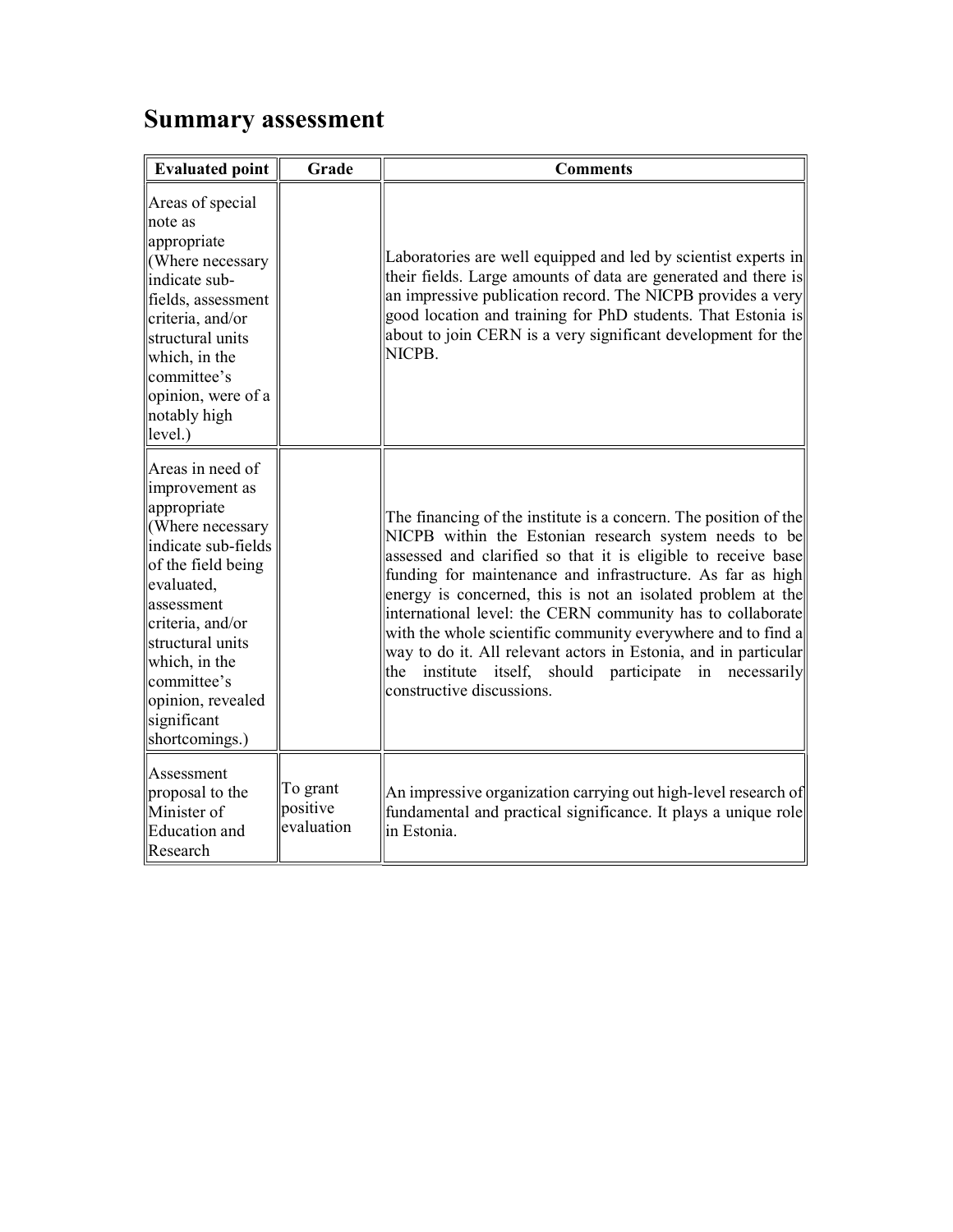# Summary assessment

| Evaluated point | Grade | Comments |
| --- | --- | --- |
| Areas of special note as appropriate (Where necessary indicate sub-fields, assessment criteria, and/or structural units which, in the committee's opinion, were of a notably high level.) | | Laboratories are well equipped and led by scientist experts in their fields. Large amounts of data are generated and there is an impressive publication record. The NICPB provides a very good location and training for PhD students. That Estonia is about to join CERN is a very significant development for the NICPB. |
| Areas in need of improvement as appropriate (Where necessary indicate sub-fields of the field being evaluated, assessment criteria, and/or structural units which, in the committee's opinion, revealed significant shortcomings.) | | The financing of the institute is a concern. The position of the NICPB within the Estonian research system needs to be assessed and clarified so that it is eligible to receive base funding for maintenance and infrastructure. As far as high energy is concerned, this is not an isolated problem at the international level: the CERN community has to collaborate with the whole scientific community everywhere and to find a way to do it. All relevant actors in Estonia, and in particular the institute itself, should participate in necessarily constructive discussions. |
| Assessment proposal to the Minister of Education and Research | To grant positive evaluation | An impressive organization carrying out high-level research of fundamental and practical significance. It plays a unique role in Estonia. |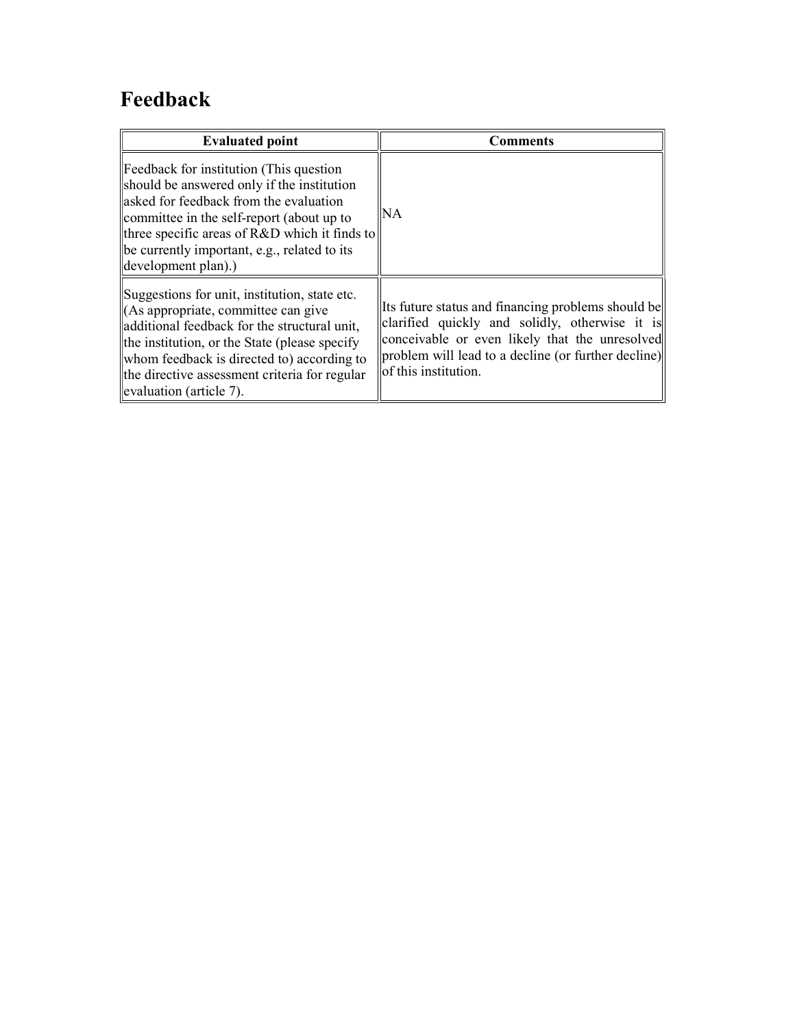# Feedback

| Evaluated point | Comments |
|---|---|
| Feedback for institution (This question should be answered only if the institution asked for feedback from the evaluation committee in the self-report (about up to three specific areas of R&D which it finds to be currently important, e.g., related to its development plan).) | NA |
| Suggestions for unit, institution, state etc. (As appropriate, committee can give additional feedback for the structural unit, the institution, or the State (please specify whom feedback is directed to) according to the directive assessment criteria for regular evaluation (article 7). | Its future status and financing problems should be clarified quickly and solidly, otherwise it is conceivable or even likely that the unresolved problem will lead to a decline (or further decline) of this institution. |